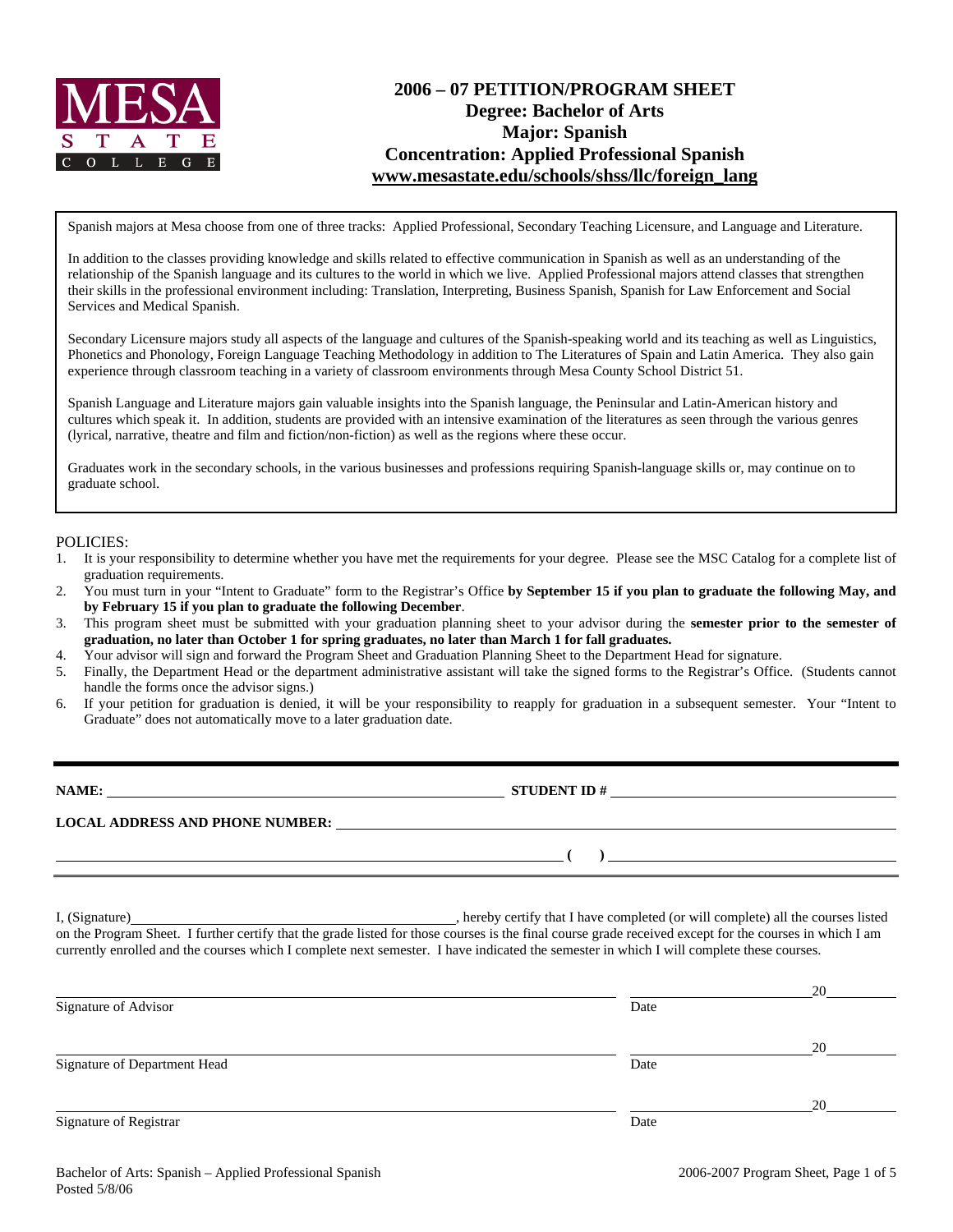MESA STATE COLLEGE

# 2006 – 07 PETITION/PROGRAM SHEET
## Degree: Bachelor of Arts
## Major: Spanish
## Concentration: Applied Professional Spanish
## www.mesastate.edu/schools/shss/llc/foreign_lang

Spanish majors at Mesa choose from one of three tracks: Applied Professional, Secondary Teaching Licensure, and Language and Literature.

In addition to the classes providing knowledge and skills related to effective communication in Spanish as well as an understanding of the relationship of the Spanish language and its cultures to the world in which we live. Applied Professional majors attend classes that strengthen their skills in the professional environment including: Translation, Interpreting, Business Spanish, Spanish for Law Enforcement and Social Services and Medical Spanish.

Secondary Licensure majors study all aspects of the language and cultures of the Spanish-speaking world and its teaching as well as Linguistics, Phonetics and Phonology, Foreign Language Teaching Methodology in addition to The Literatures of Spain and Latin America. They also gain experience through classroom teaching in a variety of classroom environments through Mesa County School District 51.

Spanish Language and Literature majors gain valuable insights into the Spanish language, the Peninsular and Latin-American history and cultures which speak it. In addition, students are provided with an intensive examination of the literatures as seen through the various genres (lyrical, narrative, theatre and film and fiction/non-fiction) as well as the regions where these occur.

Graduates work in the secondary schools, in the various businesses and professions requiring Spanish-language skills or, may continue on to graduate school.

POLICIES:

1. It is your responsibility to determine whether you have met the requirements for your degree. Please see the MSC Catalog for a complete list of graduation requirements.
2. You must turn in your "Intent to Graduate" form to the Registrar's Office **by September 15 if you plan to graduate the following May, and by February 15 if you plan to graduate the following December**.
3. This program sheet must be submitted with your graduation planning sheet to your advisor during the **semester prior to the semester of graduation, no later than October 1 for spring graduates, no later than March 1 for fall graduates.**
4. Your advisor will sign and forward the Program Sheet and Graduation Planning Sheet to the Department Head for signature.
5. Finally, the Department Head or the department administrative assistant will take the signed forms to the Registrar's Office. (Students cannot handle the forms once the advisor signs.)
6. If your petition for graduation is denied, it will be your responsibility to reapply for graduation in a subsequent semester. Your "Intent to Graduate" does not automatically move to a later graduation date.

---

**NAME:** ______________________________ **STUDENT ID #** ______________________________

**LOCAL ADDRESS AND PHONE NUMBER:** ______________________________________________

______________________________________________ **(     )** ______________________________

---

I, (Signature)______________________________, hereby certify that I have completed (or will complete) all the courses listed on the Program Sheet. I further certify that the grade listed for those courses is the final course grade received except for the courses in which I am currently enrolled and the courses which I complete next semester. I have indicated the semester in which I will complete these courses.

______________________________________________ ______________________20________
Signature of Advisor Date

______________________________________________ ______________________20________
Signature of Department Head Date

______________________________________________ ______________________20________
Signature of Registrar Date

Bachelor of Arts: Spanish – Applied Professional Spanish
Posted 5/8/06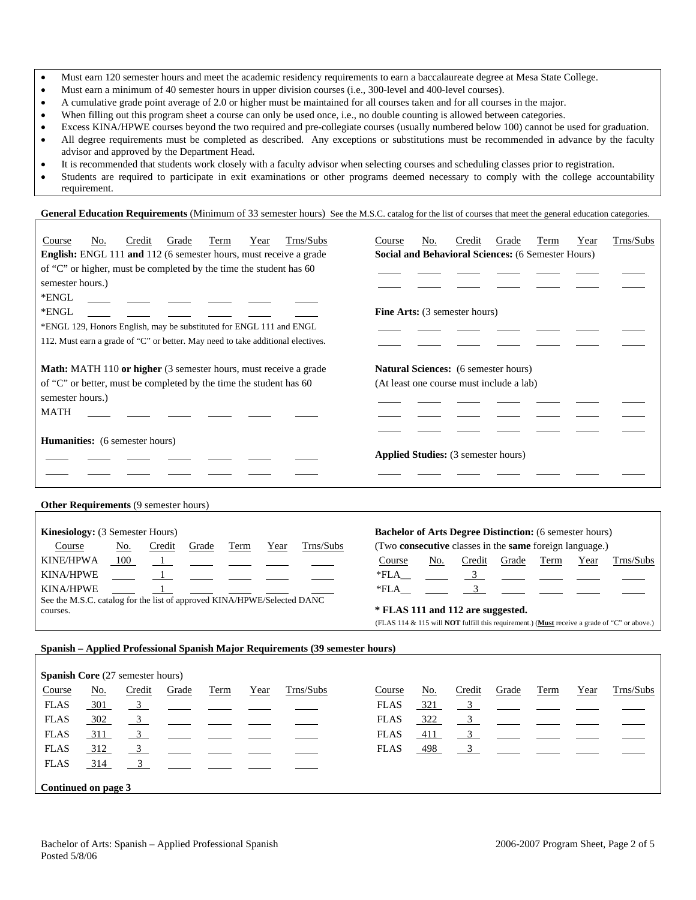- Must earn 120 semester hours and meet the academic residency requirements to earn a baccalaureate degree at Mesa State College.
- Must earn a minimum of 40 semester hours in upper division courses (i.e., 300-level and 400-level courses).
- A cumulative grade point average of 2.0 or higher must be maintained for all courses taken and for all courses in the major.
- When filling out this program sheet a course can only be used once, i.e., no double counting is allowed between categories.
- Excess KINA/HPWE courses beyond the two required and pre-collegiate courses (usually numbered below 100) cannot be used for graduation.
- All degree requirements must be completed as described. Any exceptions or substitutions must be recommended in advance by the faculty advisor and approved by the Department Head.
- It is recommended that students work closely with a faculty advisor when selecting courses and scheduling classes prior to registration.
- Students are required to participate in exit examinations or other programs deemed necessary to comply with the college accountability requirement.

**General Education Requirements** (Minimum of 33 semester hours) See the M.S.C. catalog for the list of courses that meet the general education categories.

| Course | No. | Credit | Grade | Term | Year | Trns/Subs |
|---|---|---|---|---|---|---|
| **English:** ENGL 111 **and** 112 (6 semester hours, must receive a grade of "C" or higher, must be completed by the time the student has 60 semester hours.) | | | | | | |
| *ENGL | | | | | | |
| *ENGL | | | | | | |

*ENGL 129, Honors English, may be substituted for ENGL 111 and ENGL 112. Must earn a grade of "C" or better. May need to take additional electives.

| Course | No. | Credit | Grade | Term | Year | Trns/Subs |
|---|---|---|---|---|---|---|
| **Math:** MATH 110 **or higher** (3 semester hours, must receive a grade of "C" or better, must be completed by the time the student has 60 semester hours.) | | | | | | |
| MATH | | | | | | |
| **Humanities:** (6 semester hours) | | | | | | |
| | | | | | | |
| | | | | | | |
| **Social and Behavioral Sciences:** (6 Semester Hours) | | | | | | |
| | | | | | | |
| | | | | | | |
| **Fine Arts:** (3 semester hours) | | | | | | |
| | | | | | | |
| | | | | | | |
| **Natural Sciences:** (6 semester hours) (At least one course must include a lab) | | | | | | |
| | | | | | | |
| | | | | | | |
| | | | | | | |
| **Applied Studies:** (3 semester hours) | | | | | | |
| | | | | | | |

**Other Requirements** (9 semester hours)

**Kinesiology:** (3 Semester Hours)

| Course | No. | Credit | Grade | Term | Year | Trns/Subs |
|---|---|---|---|---|---|---|
| KINE/HPWA | 100 | 1 | | | | |
| KINA/HPWE | | 1 | | | | |
| KINA/HPWE | | 1 | | | | |

See the M.S.C. catalog for the list of approved KINA/HPWE/Selected DANC courses.

**Bachelor of Arts Degree Distinction:** (6 semester hours)
(Two **consecutive** classes in the **same** foreign language.)

| Course | No. | Credit | Grade | Term | Year | Trns/Subs |
|---|---|---|---|---|---|---|
| *FLA__ | | 3 | | | | |
| *FLA__ | | 3 | | | | |

*** FLAS 111 and 112 are suggested.**

(FLAS 114 & 115 will **NOT** fulfill this requirement.) (**Must** receive a grade of "C" or above.)

**Spanish – Applied Professional Spanish Major Requirements (39 semester hours)**

**Spanish Core** (27 semester hours)

| Course | No. | Credit | Grade | Term | Year | Trns/Subs |
|---|---|---|---|---|---|---|
| FLAS | 301 | 3 | | | | |
| FLAS | 302 | 3 | | | | |
| FLAS | 311 | 3 | | | | |
| FLAS | 312 | 3 | | | | |
| FLAS | 314 | 3 | | | | |
| FLAS | 321 | 3 | | | | |
| FLAS | 322 | 3 | | | | |
| FLAS | 411 | 3 | | | | |
| FLAS | 498 | 3 | | | | |

**Continued on page 3**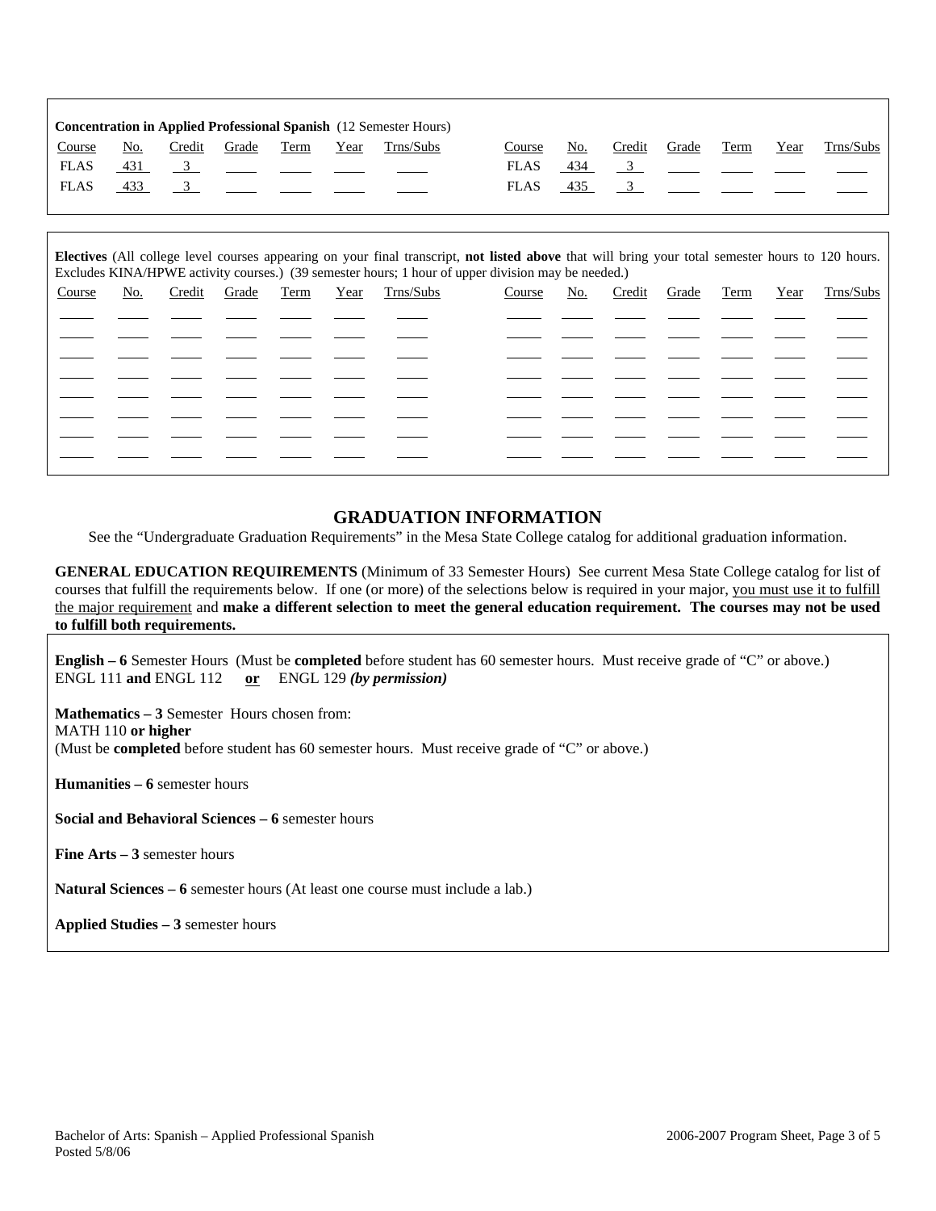**Concentration in Applied Professional Spanish** (12 Semester Hours)

| Course | No. | Credit | Grade | Term | Year | Trns/Subs | Course | No. | Credit | Grade | Term | Year | Trns/Subs |
|---|---|---|---|---|---|---|---|---|---|---|---|---|---|
| FLAS | 431 | 3 | | | | | FLAS | 434 | 3 | | | | |
| FLAS | 433 | 3 | | | | | FLAS | 435 | 3 | | | | |

**Electives** (All college level courses appearing on your final transcript, **not listed above** that will bring your total semester hours to 120 hours. Excludes KINA/HPWE activity courses.) (39 semester hours; 1 hour of upper division may be needed.)

| Course | No. | Credit | Grade | Term | Year | Trns/Subs | Course | No. | Credit | Grade | Term | Year | Trns/Subs |
|---|---|---|---|---|---|---|---|---|---|---|---|---|---|
| | | | | | | | | | | | | | |
| | | | | | | | | | | | | | |
| | | | | | | | | | | | | | |
| | | | | | | | | | | | | | |
| | | | | | | | | | | | | | |
| | | | | | | | | | | | | | |
| | | | | | | | | | | | | | |
| | | | | | | | | | | | | | |

## GRADUATION INFORMATION

See the "Undergraduate Graduation Requirements" in the Mesa State College catalog for additional graduation information.

**GENERAL EDUCATION REQUIREMENTS** (Minimum of 33 Semester Hours) See current Mesa State College catalog for list of courses that fulfill the requirements below. If one (or more) of the selections below is required in your major, you must use it to fulfill the major requirement and **make a different selection to meet the general education requirement. The courses may not be used to fulfill both requirements.**

**English – 6** Semester Hours (Must be **completed** before student has 60 semester hours. Must receive grade of "C" or above.)
ENGL 111 **and** ENGL 112 **or** ENGL 129 ***(by permission)***

**Mathematics – 3** Semester Hours chosen from:
MATH 110 **or higher**
(Must be **completed** before student has 60 semester hours. Must receive grade of "C" or above.)

**Humanities – 6** semester hours

**Social and Behavioral Sciences – 6** semester hours

**Fine Arts – 3** semester hours

**Natural Sciences – 6** semester hours (At least one course must include a lab.)

**Applied Studies – 3** semester hours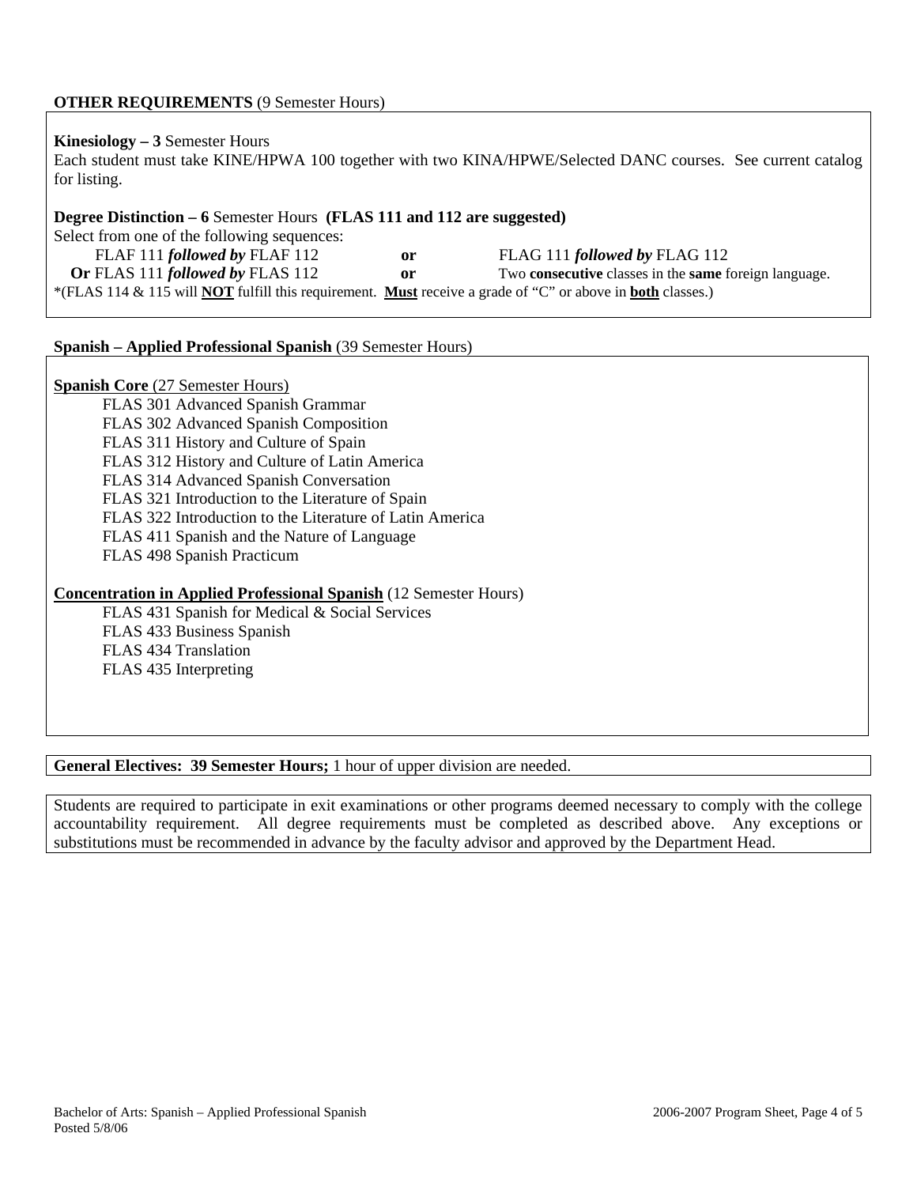**OTHER REQUIREMENTS** (9 Semester Hours)

**Kinesiology – 3** Semester Hours
Each student must take KINE/HPWA 100 together with two KINA/HPWE/Selected DANC courses. See current catalog for listing.

**Degree Distinction – 6** Semester Hours **(FLAS 111 and 112 are suggested)**
Select from one of the following sequences:

FLAF 111 ***followed by*** FLAF 112 **or** FLAG 111 ***followed by*** FLAG 112
**Or** FLAS 111 ***followed by*** FLAS 112 **or** Two **consecutive** classes in the **same** foreign language.

*(FLAS 114 & 115 will **NOT** fulfill this requirement. **Must** receive a grade of "C" or above in **both** classes.)

**Spanish – Applied Professional Spanish** (39 Semester Hours)

**Spanish Core** (27 Semester Hours)

- FLAS 301 Advanced Spanish Grammar
- FLAS 302 Advanced Spanish Composition
- FLAS 311 History and Culture of Spain
- FLAS 312 History and Culture of Latin America
- FLAS 314 Advanced Spanish Conversation
- FLAS 321 Introduction to the Literature of Spain
- FLAS 322 Introduction to the Literature of Latin America
- FLAS 411 Spanish and the Nature of Language
- FLAS 498 Spanish Practicum

**Concentration in Applied Professional Spanish** (12 Semester Hours)

- FLAS 431 Spanish for Medical & Social Services
- FLAS 433 Business Spanish
- FLAS 434 Translation
- FLAS 435 Interpreting

**General Electives: 39 Semester Hours;** 1 hour of upper division are needed.

Students are required to participate in exit examinations or other programs deemed necessary to comply with the college accountability requirement. All degree requirements must be completed as described above. Any exceptions or substitutions must be recommended in advance by the faculty advisor and approved by the Department Head.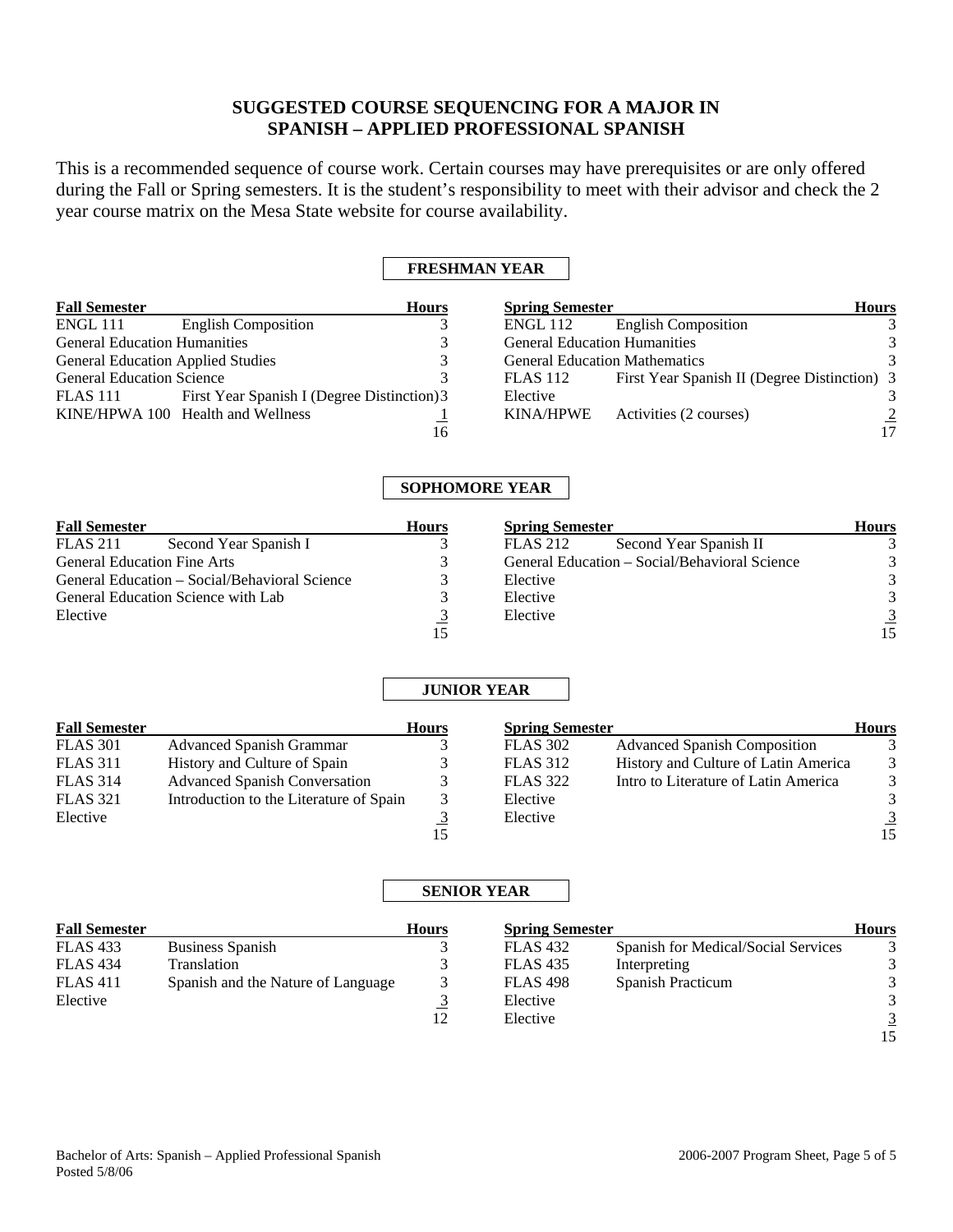## SUGGESTED COURSE SEQUENCING FOR A MAJOR IN SPANISH – APPLIED PROFESSIONAL SPANISH

This is a recommended sequence of course work. Certain courses may have prerequisites or are only offered during the Fall or Spring semesters. It is the student's responsibility to meet with their advisor and check the 2 year course matrix on the Mesa State website for course availability.

### FRESHMAN YEAR

| Fall Semester | | Hours | Spring Semester | | Hours |
|---|---|---|---|---|---|
| ENGL 111 | English Composition | 3 | ENGL 112 | English Composition | 3 |
| General Education Humanities | | 3 | General Education Humanities | | 3 |
| General Education Applied Studies | | 3 | General Education Mathematics | | 3 |
| General Education Science | | 3 | FLAS 112 | First Year Spanish II (Degree Distinction) | 3 |
| FLAS 111 | First Year Spanish I (Degree Distinction) | 3 | Elective | | 3 |
| KINE/HPWA 100 | Health and Wellness | 1 | KINA/HPWE | Activities (2 courses) | 2 |
| | | 16 | | | 17 |

### SOPHOMORE YEAR

| Fall Semester | | Hours | Spring Semester | | Hours |
|---|---|---|---|---|---|
| FLAS 211 | Second Year Spanish I | 3 | FLAS 212 | Second Year Spanish II | 3 |
| General Education Fine Arts | | 3 | General Education – Social/Behavioral Science | | 3 |
| General Education – Social/Behavioral Science | | 3 | Elective | | 3 |
| General Education Science with Lab | | 3 | Elective | | 3 |
| Elective | | 3 | Elective | | 3 |
| | | 15 | | | 15 |

### JUNIOR YEAR

| Fall Semester | | Hours | Spring Semester | | Hours |
|---|---|---|---|---|---|
| FLAS 301 | Advanced Spanish Grammar | 3 | FLAS 302 | Advanced Spanish Composition | 3 |
| FLAS 311 | History and Culture of Spain | 3 | FLAS 312 | History and Culture of Latin America | 3 |
| FLAS 314 | Advanced Spanish Conversation | 3 | FLAS 322 | Intro to Literature of Latin America | 3 |
| FLAS 321 | Introduction to the Literature of Spain | 3 | Elective | | 3 |
| Elective | | 3 | Elective | | 3 |
| | | 15 | | | 15 |

### SENIOR YEAR

| Fall Semester | | Hours | Spring Semester | | Hours |
|---|---|---|---|---|---|
| FLAS 433 | Business Spanish | 3 | FLAS 432 | Spanish for Medical/Social Services | 3 |
| FLAS 434 | Translation | 3 | FLAS 435 | Interpreting | 3 |
| FLAS 411 | Spanish and the Nature of Language | 3 | FLAS 498 | Spanish Practicum | 3 |
| Elective | | 3 | Elective | | 3 |
| | | 12 | Elective | | 3 |
| | | | | | 15 |

Bachelor of Arts: Spanish – Applied Professional Spanish
Posted 5/8/06